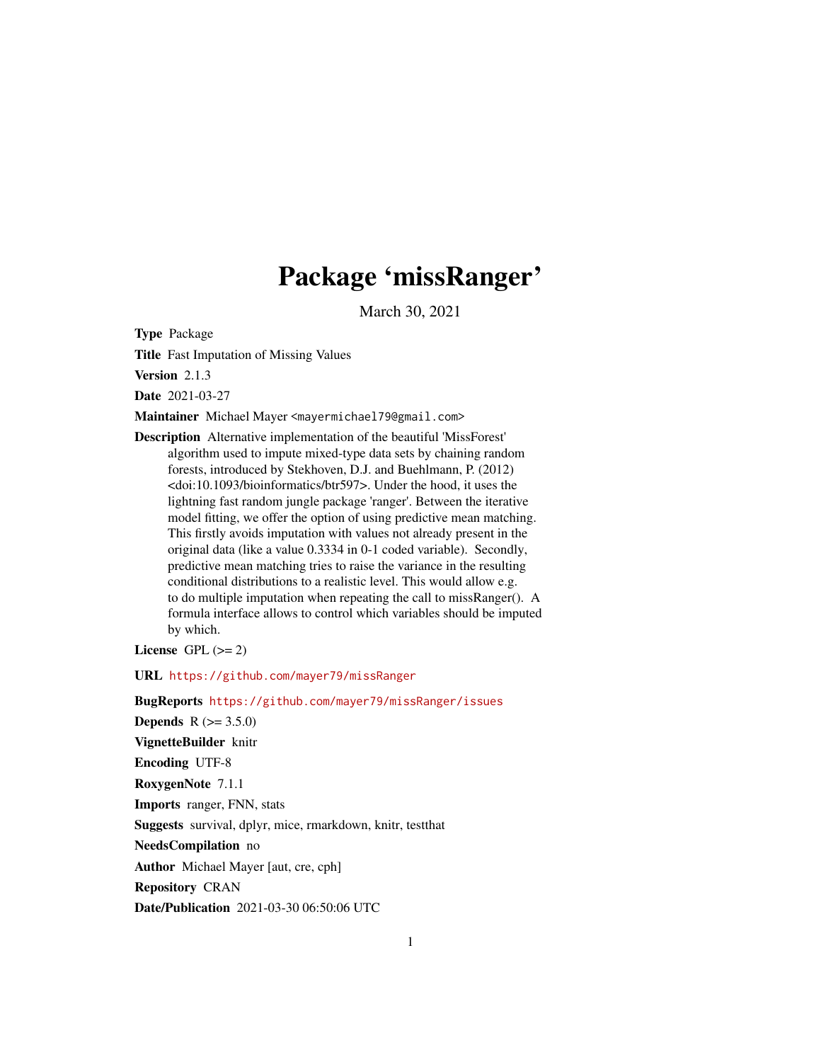# Package 'missRanger'

March 30, 2021

**Type** Package

**Title** Fast Imputation of Missing Values

**Version** 2.1.3

**Date** 2021-03-27

**Maintainer** Michael Mayer <mayermichael79@gmail.com>

**Description** Alternative implementation of the beautiful 'MissForest' algorithm used to impute mixed-type data sets by chaining random forests, introduced by Stekhoven, D.J. and Buehlmann, P. (2012) <doi:10.1093/bioinformatics/btr597>. Under the hood, it uses the lightning fast random jungle package 'ranger'. Between the iterative model fitting, we offer the option of using predictive mean matching. This firstly avoids imputation with values not already present in the original data (like a value 0.3334 in 0-1 coded variable). Secondly, predictive mean matching tries to raise the variance in the resulting conditional distributions to a realistic level. This would allow e.g. to do multiple imputation when repeating the call to missRanger(). A formula interface allows to control which variables should be imputed by which.

**License** GPL (>= 2)

**URL** https://github.com/mayer79/missRanger

**BugReports** https://github.com/mayer79/missRanger/issues

**Depends** R (>= 3.5.0)

**VignetteBuilder** knitr

**Encoding** UTF-8

**RoxygenNote** 7.1.1

**Imports** ranger, FNN, stats

**Suggests** survival, dplyr, mice, rmarkdown, knitr, testthat

**NeedsCompilation** no

**Author** Michael Mayer [aut, cre, cph]

**Repository** CRAN

**Date/Publication** 2021-03-30 06:50:06 UTC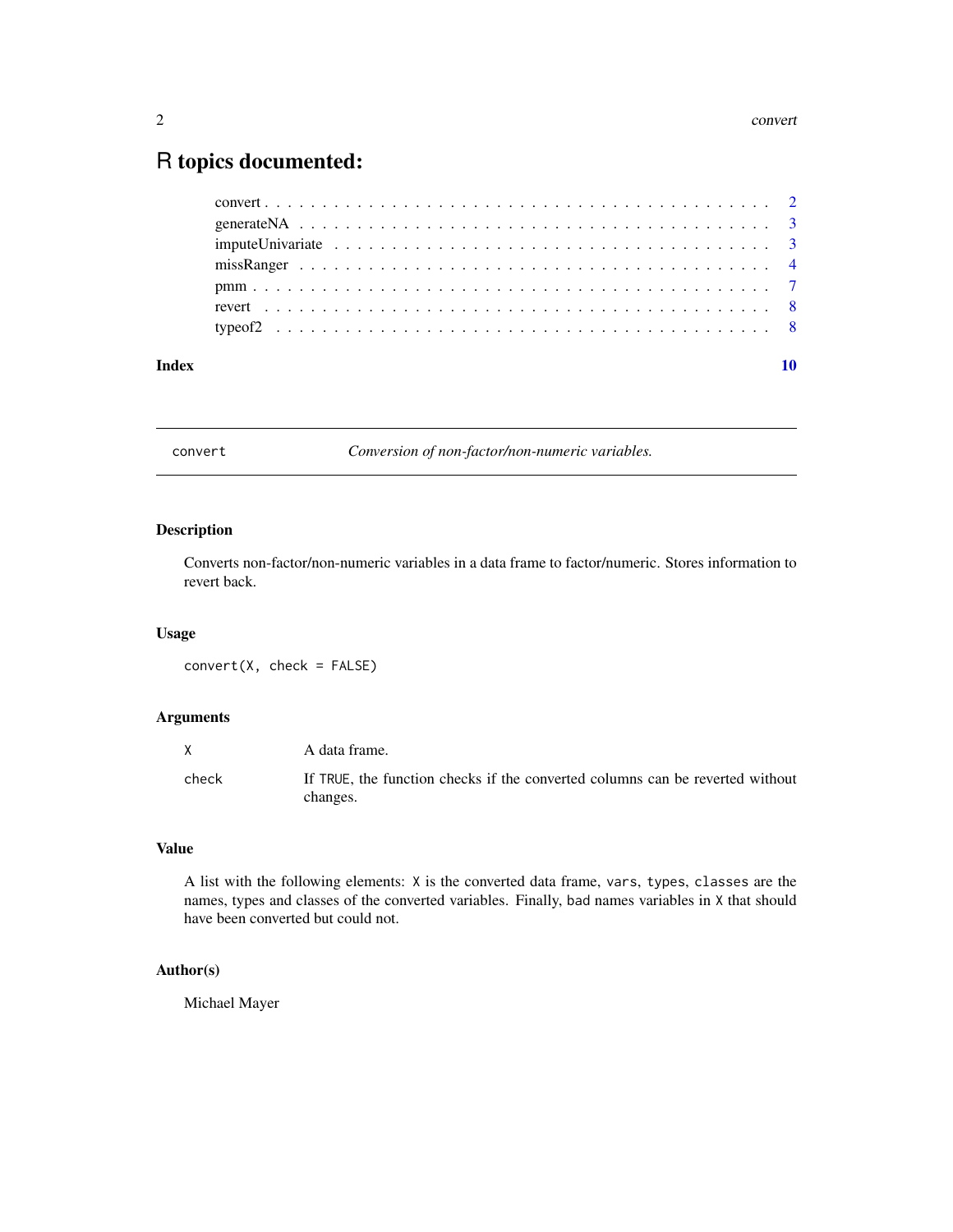# R topics documented:

- convert . . . . . . . . . . . . . . . . . . . . . . . . . . . . . . . . . . . . . . . . . . . . 2
- generateNA . . . . . . . . . . . . . . . . . . . . . . . . . . . . . . . . . . . . . . . . . . 3
- imputeUnivariate . . . . . . . . . . . . . . . . . . . . . . . . . . . . . . . . . . . . . . 3
- missRanger . . . . . . . . . . . . . . . . . . . . . . . . . . . . . . . . . . . . . . . . . . 4
- pmm . . . . . . . . . . . . . . . . . . . . . . . . . . . . . . . . . . . . . . . . . . . . . 7
- revert . . . . . . . . . . . . . . . . . . . . . . . . . . . . . . . . . . . . . . . . . . . . 8
- typeof2 . . . . . . . . . . . . . . . . . . . . . . . . . . . . . . . . . . . . . . . . . . . 8

**Index** **10**

---

## convert — *Conversion of non-factor/non-numeric variables.*

### Description

Converts non-factor/non-numeric variables in a data frame to factor/numeric. Stores information to revert back.

### Usage

```
convert(X, check = FALSE)
```

### Arguments

| | |
|---|---|
| `X` | A data frame. |
| `check` | If `TRUE`, the function checks if the converted columns can be reverted without changes. |

### Value

A list with the following elements: `X` is the converted data frame, `vars`, `types`, `classes` are the names, types and classes of the converted variables. Finally, `bad` names variables in `X` that should have been converted but could not.

### Author(s)

Michael Mayer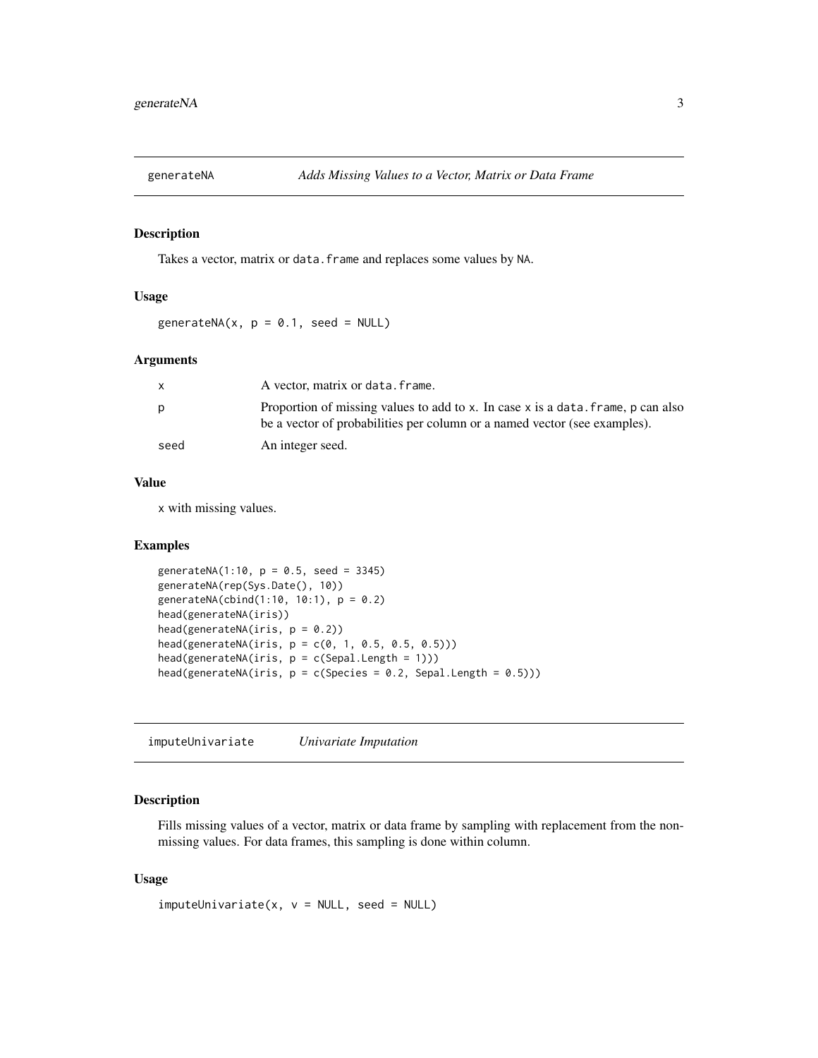## generateNA — *Adds Missing Values to a Vector, Matrix or Data Frame*

### Description

Takes a vector, matrix or `data.frame` and replaces some values by `NA`.

### Usage

```
generateNA(x, p = 0.1, seed = NULL)
```

### Arguments

| | |
|---|---|
| `x` | A vector, matrix or `data.frame`. |
| `p` | Proportion of missing values to add to `x`. In case `x` is a `data.frame`, `p` can also be a vector of probabilities per column or a named vector (see examples). |
| `seed` | An integer seed. |

### Value

`x` with missing values.

### Examples

```
generateNA(1:10, p = 0.5, seed = 3345)
generateNA(rep(Sys.Date(), 10))
generateNA(cbind(1:10, 10:1), p = 0.2)
head(generateNA(iris))
head(generateNA(iris, p = 0.2))
head(generateNA(iris, p = c(0, 1, 0.5, 0.5, 0.5)))
head(generateNA(iris, p = c(Sepal.Length = 1)))
head(generateNA(iris, p = c(Species = 0.2, Sepal.Length = 0.5)))
```

## imputeUnivariate — *Univariate Imputation*

### Description

Fills missing values of a vector, matrix or data frame by sampling with replacement from the non-missing values. For data frames, this sampling is done within column.

### Usage

```
imputeUnivariate(x, v = NULL, seed = NULL)
```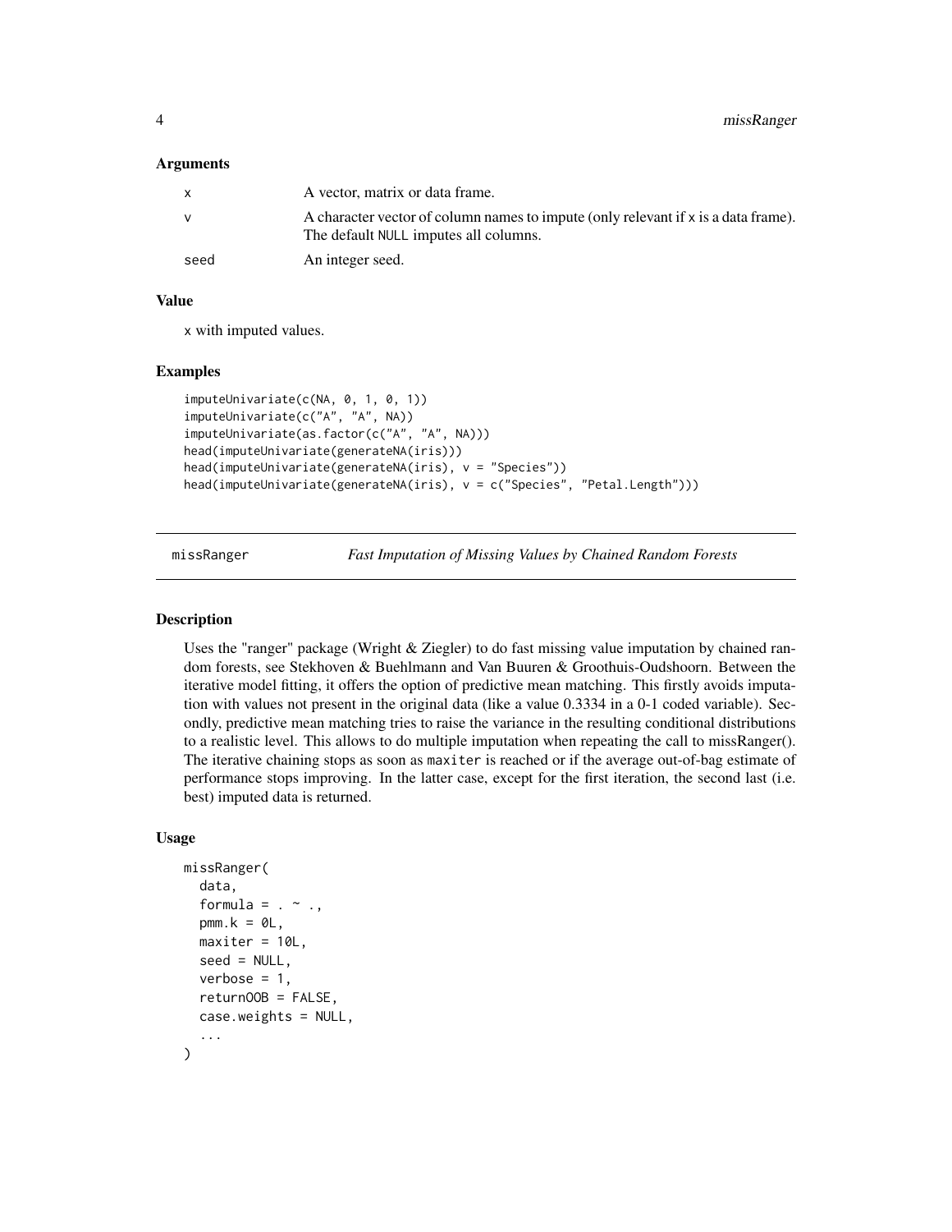### Arguments

| | |
|---|---|
| x | A vector, matrix or data frame. |
| v | A character vector of column names to impute (only relevant if x is a data frame). The default NULL imputes all columns. |
| seed | An integer seed. |

### Value

x with imputed values.

### Examples

```
imputeUnivariate(c(NA, 0, 1, 0, 1))
imputeUnivariate(c("A", "A", NA))
imputeUnivariate(as.factor(c("A", "A", NA)))
head(imputeUnivariate(generateNA(iris)))
head(imputeUnivariate(generateNA(iris), v = "Species"))
head(imputeUnivariate(generateNA(iris), v = c("Species", "Petal.Length")))
```

---

## missRanger — *Fast Imputation of Missing Values by Chained Random Forests*

### Description

Uses the "ranger" package (Wright & Ziegler) to do fast missing value imputation by chained random forests, see Stekhoven & Buehlmann and Van Buuren & Groothuis-Oudshoorn. Between the iterative model fitting, it offers the option of predictive mean matching. This firstly avoids imputation with values not present in the original data (like a value 0.3334 in a 0-1 coded variable). Secondly, predictive mean matching tries to raise the variance in the resulting conditional distributions to a realistic level. This allows to do multiple imputation when repeating the call to missRanger(). The iterative chaining stops as soon as maxiter is reached or if the average out-of-bag estimate of performance stops improving. In the latter case, except for the first iteration, the second last (i.e. best) imputed data is returned.

### Usage

```
missRanger(
  data,
  formula = . ~ .,
  pmm.k = 0L,
  maxiter = 10L,
  seed = NULL,
  verbose = 1,
  returnOOB = FALSE,
  case.weights = NULL,
  ...
)
```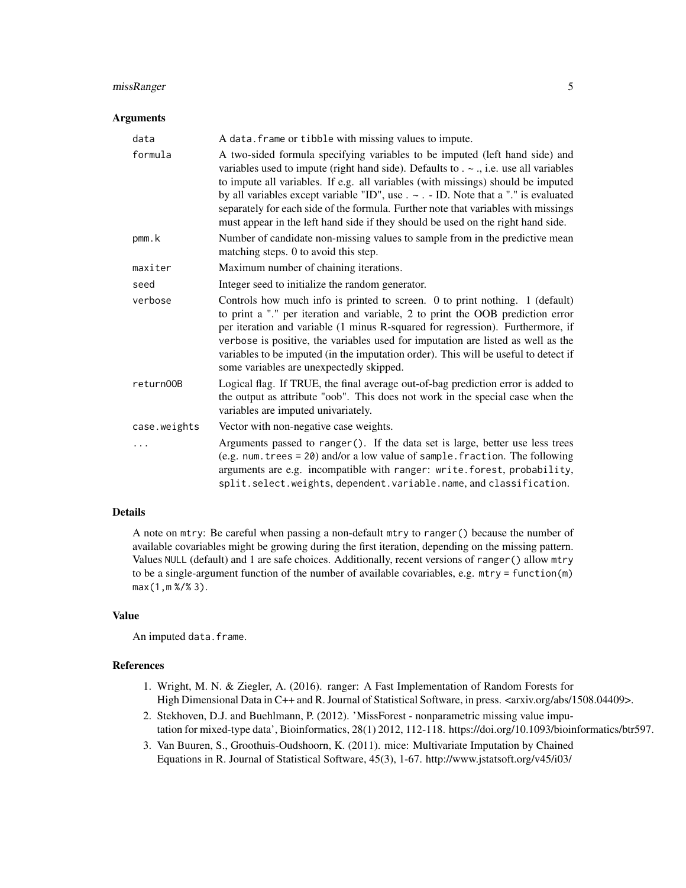## Arguments

| Argument | Description |
| --- | --- |
| `data` | A `data.frame` or `tibble` with missing values to impute. |
| `formula` | A two-sided formula specifying variables to be imputed (left hand side) and variables used to impute (right hand side). Defaults to . ~ ., i.e. use all variables to impute all variables. If e.g. all variables (with missings) should be imputed by all variables except variable "ID", use . ~ . - ID. Note that a "." is evaluated separately for each side of the formula. Further note that variables with missings must appear in the left hand side if they should be used on the right hand side. |
| `pmm.k` | Number of candidate non-missing values to sample from in the predictive mean matching steps. 0 to avoid this step. |
| `maxiter` | Maximum number of chaining iterations. |
| `seed` | Integer seed to initialize the random generator. |
| `verbose` | Controls how much info is printed to screen. 0 to print nothing. 1 (default) to print a "." per iteration and variable, 2 to print the OOB prediction error per iteration and variable (1 minus R-squared for regression). Furthermore, if `verbose` is positive, the variables used for imputation are listed as well as the variables to be imputed (in the imputation order). This will be useful to detect if some variables are unexpectedly skipped. |
| `returnOOB` | Logical flag. If TRUE, the final average out-of-bag prediction error is added to the output as attribute "oob". This does not work in the special case when the variables are imputed univariately. |
| `case.weights` | Vector with non-negative case weights. |
| `...` | Arguments passed to `ranger()`. If the data set is large, better use less trees (e.g. `num.trees = 20`) and/or a low value of `sample.fraction`. The following arguments are e.g. incompatible with `ranger`: `write.forest`, `probability`, `split.select.weights`, `dependent.variable.name`, and `classification`. |

## Details

A note on `mtry`: Be careful when passing a non-default `mtry` to `ranger()` because the number of available covariables might be growing during the first iteration, depending on the missing pattern. Values `NULL` (default) and 1 are safe choices. Additionally, recent versions of `ranger()` allow `mtry` to be a single-argument function of the number of available covariables, e.g. `mtry = function(m) max(1,m %/% 3)`.

## Value

An imputed `data.frame`.

## References

1. Wright, M. N. & Ziegler, A. (2016). ranger: A Fast Implementation of Random Forests for High Dimensional Data in C++ and R. Journal of Statistical Software, in press. <arxiv.org/abs/1508.04409>.
2. Stekhoven, D.J. and Buehlmann, P. (2012). 'MissForest - nonparametric missing value imputation for mixed-type data', Bioinformatics, 28(1) 2012, 112-118. https://doi.org/10.1093/bioinformatics/btr597.
3. Van Buuren, S., Groothuis-Oudshoorn, K. (2011). mice: Multivariate Imputation by Chained Equations in R. Journal of Statistical Software, 45(3), 1-67. http://www.jstatsoft.org/v45/i03/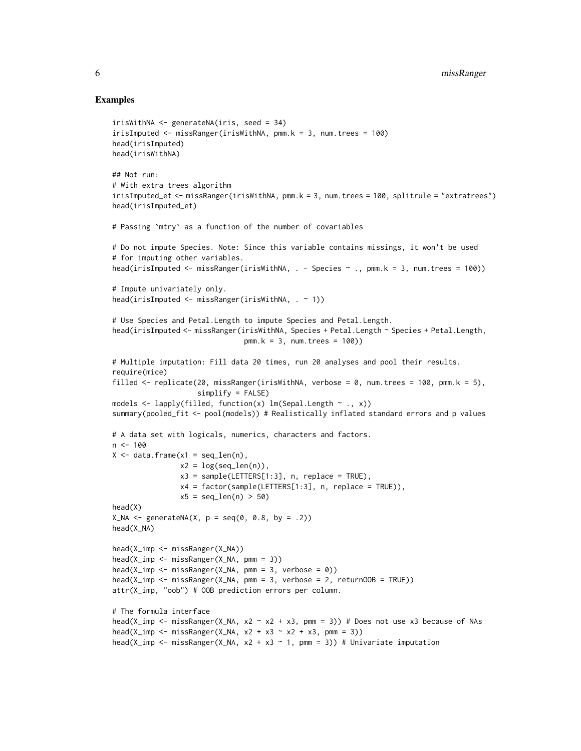## Examples

```
irisWithNA <- generateNA(iris, seed = 34)
irisImputed <- missRanger(irisWithNA, pmm.k = 3, num.trees = 100)
head(irisImputed)
head(irisWithNA)

## Not run:
# With extra trees algorithm
irisImputed_et <- missRanger(irisWithNA, pmm.k = 3, num.trees = 100, splitrule = "extratrees")
head(irisImputed_et)

# Passing `mtry` as a function of the number of covariables

# Do not impute Species. Note: Since this variable contains missings, it won't be used
# for imputing other variables.
head(irisImputed <- missRanger(irisWithNA, . - Species ~ ., pmm.k = 3, num.trees = 100))

# Impute univariately only.
head(irisImputed <- missRanger(irisWithNA, . ~ 1))

# Use Species and Petal.Length to impute Species and Petal.Length.
head(irisImputed <- missRanger(irisWithNA, Species + Petal.Length ~ Species + Petal.Length,
                               pmm.k = 3, num.trees = 100))

# Multiple imputation: Fill data 20 times, run 20 analyses and pool their results.
require(mice)
filled <- replicate(20, missRanger(irisWithNA, verbose = 0, num.trees = 100, pmm.k = 5),
                    simplify = FALSE)
models <- lapply(filled, function(x) lm(Sepal.Length ~ ., x))
summary(pooled_fit <- pool(models)) # Realistically inflated standard errors and p values

# A data set with logicals, numerics, characters and factors.
n <- 100
X <- data.frame(x1 = seq_len(n),
                x2 = log(seq_len(n)),
                x3 = sample(LETTERS[1:3], n, replace = TRUE),
                x4 = factor(sample(LETTERS[1:3], n, replace = TRUE)),
                x5 = seq_len(n) > 50)
head(X)
X_NA <- generateNA(X, p = seq(0, 0.8, by = .2))
head(X_NA)

head(X_imp <- missRanger(X_NA))
head(X_imp <- missRanger(X_NA, pmm = 3))
head(X_imp <- missRanger(X_NA, pmm = 3, verbose = 0))
head(X_imp <- missRanger(X_NA, pmm = 3, verbose = 2, returnOOB = TRUE))
attr(X_imp, "oob") # OOB prediction errors per column.

# The formula interface
head(X_imp <- missRanger(X_NA, x2 ~ x2 + x3, pmm = 3)) # Does not use x3 because of NAs
head(X_imp <- missRanger(X_NA, x2 + x3 ~ x2 + x3, pmm = 3))
head(X_imp <- missRanger(X_NA, x2 + x3 ~ 1, pmm = 3)) # Univariate imputation
```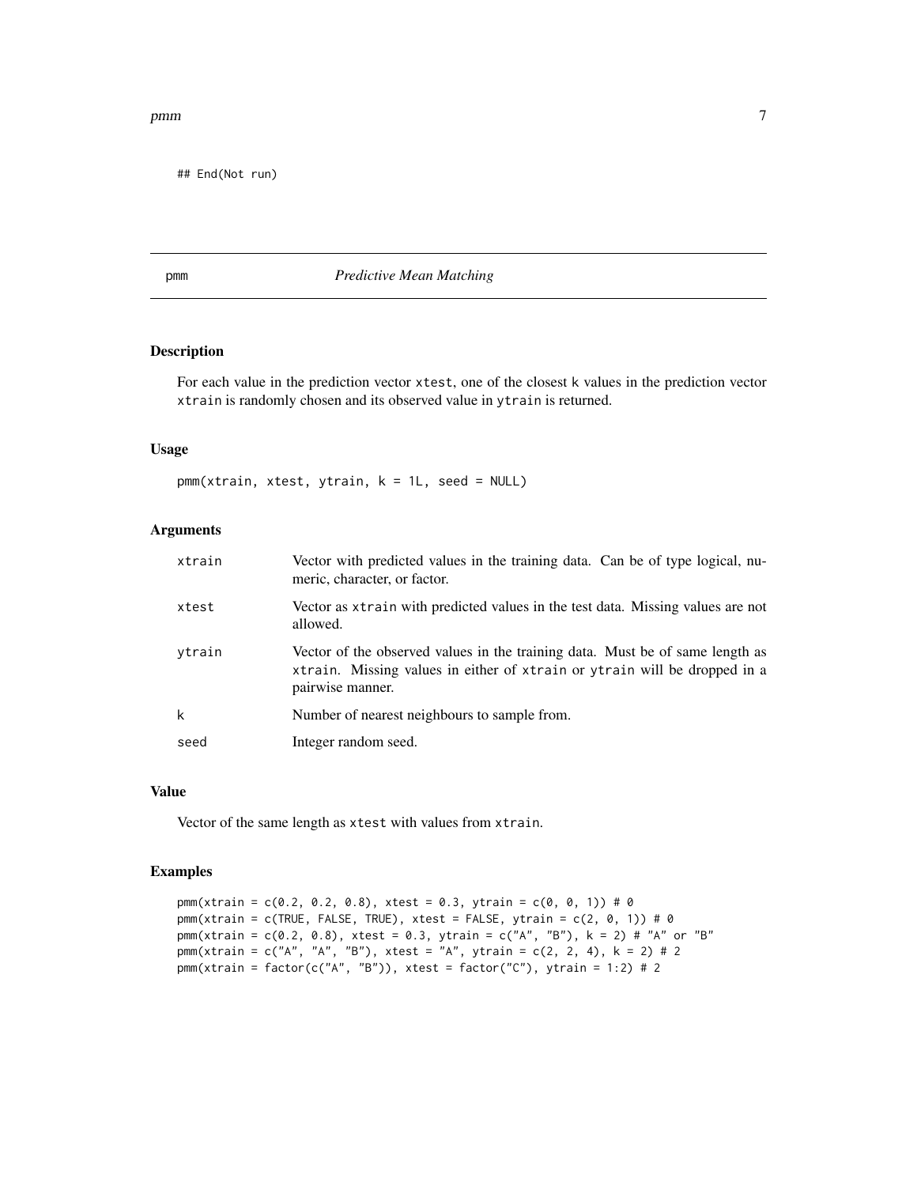```
## End(Not run)
```

# pmm — *Predictive Mean Matching*

## Description

For each value in the prediction vector `xtest`, one of the closest `k` values in the prediction vector `xtrain` is randomly chosen and its observed value in `ytrain` is returned.

## Usage

```
pmm(xtrain, xtest, ytrain, k = 1L, seed = NULL)
```

## Arguments

| | |
|---|---|
| `xtrain` | Vector with predicted values in the training data. Can be of type logical, numeric, character, or factor. |
| `xtest` | Vector as `xtrain` with predicted values in the test data. Missing values are not allowed. |
| `ytrain` | Vector of the observed values in the training data. Must be of same length as `xtrain`. Missing values in either of `xtrain` or `ytrain` will be dropped in a pairwise manner. |
| `k` | Number of nearest neighbours to sample from. |
| `seed` | Integer random seed. |

## Value

Vector of the same length as `xtest` with values from `xtrain`.

## Examples

```
pmm(xtrain = c(0.2, 0.2, 0.8), xtest = 0.3, ytrain = c(0, 0, 1)) # 0
pmm(xtrain = c(TRUE, FALSE, TRUE), xtest = FALSE, ytrain = c(2, 0, 1)) # 0
pmm(xtrain = c(0.2, 0.8), xtest = 0.3, ytrain = c("A", "B"), k = 2) # "A" or "B"
pmm(xtrain = c("A", "A", "B"), xtest = "A", ytrain = c(2, 2, 4), k = 2) # 2
pmm(xtrain = factor(c("A", "B")), xtest = factor("C"), ytrain = 1:2) # 2
```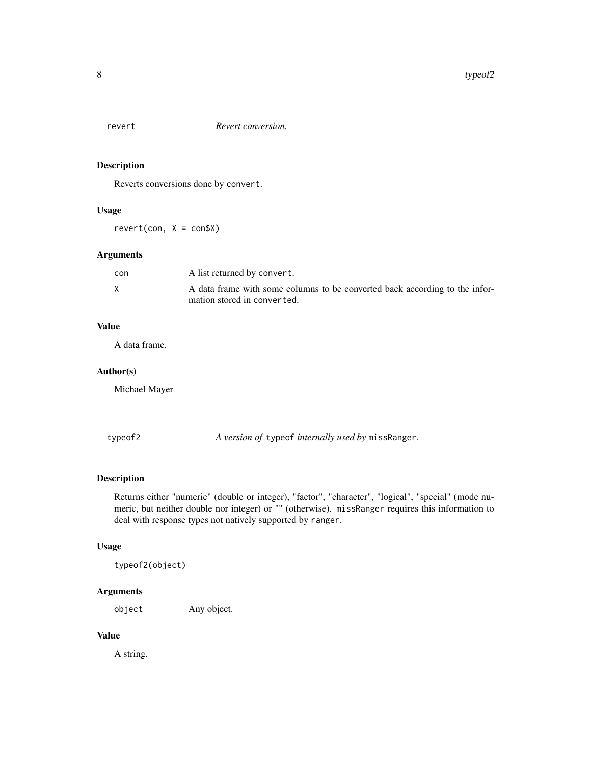## revert *Revert conversion.*

### Description

Reverts conversions done by `convert`.

### Usage

```
revert(con, X = con$X)
```

### Arguments

| | |
|---|---|
| `con` | A list returned by `convert`. |
| `X` | A data frame with some columns to be converted back according to the information stored in `converted`. |

### Value

A data frame.

### Author(s)

Michael Mayer

## typeof2 *A version of* `typeof` *internally used by* `missRanger`*.*

### Description

Returns either "numeric" (double or integer), "factor", "character", "logical", "special" (mode numeric, but neither double nor integer) or "" (otherwise). `missRanger` requires this information to deal with response types not natively supported by `ranger`.

### Usage

```
typeof2(object)
```

### Arguments

| | |
|---|---|
| `object` | Any object. |

### Value

A string.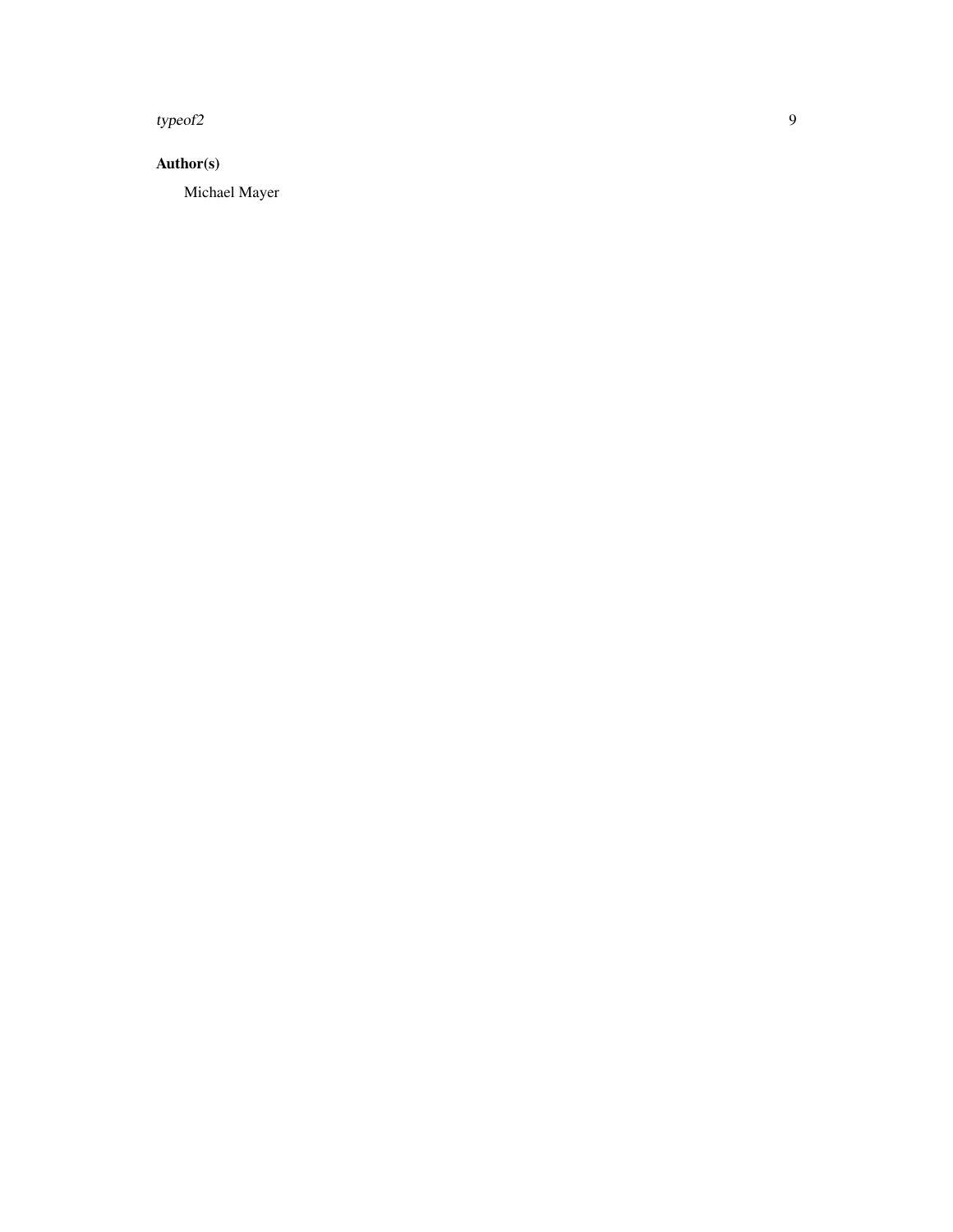## Author(s)

Michael Mayer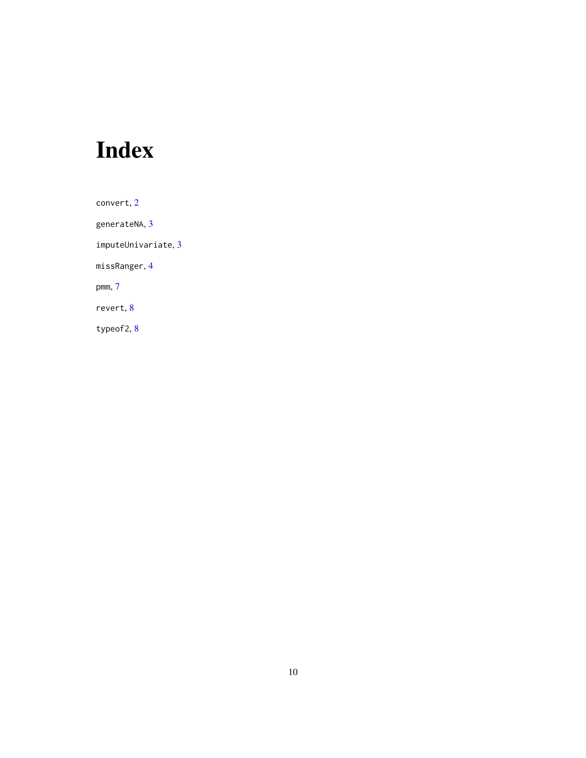# Index

convert, 2

generateNA, 3

imputeUnivariate, 3

missRanger, 4

pmm, 7

revert, 8

typeof2, 8